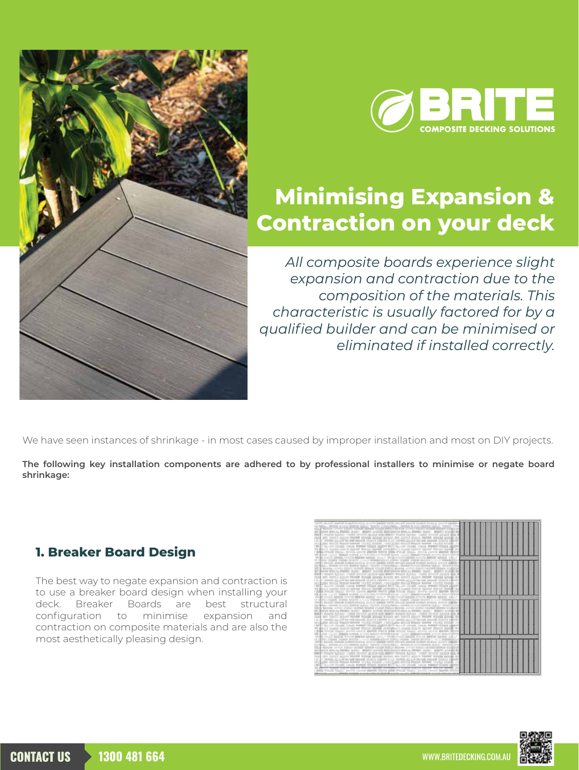BRITE

COMPOSITE DECKING SOLUTIONS

# Minimising Expansion & Contraction on your deck

*All composite boards experience slight expansion and contraction due to the composition of the materials. This characteristic is usually factored for by a qualified builder and can be minimised or eliminated if installed correctly.*

We have seen instances of shrinkage - in most cases caused by improper installation and most on DIY projects.

**The following key installation components are adhered to by professional installers to minimise or negate board shrinkage:**

## 1. Breaker Board Design

The best way to negate expansion and contraction is to use a breaker board design when installing your deck. Breaker Boards are best structural configuration to minimise expansion and contraction on composite materials and are also the most aesthetically pleasing design.

CONTACT US 1300 481 664

WWW.BRITEDECKING.COM.AU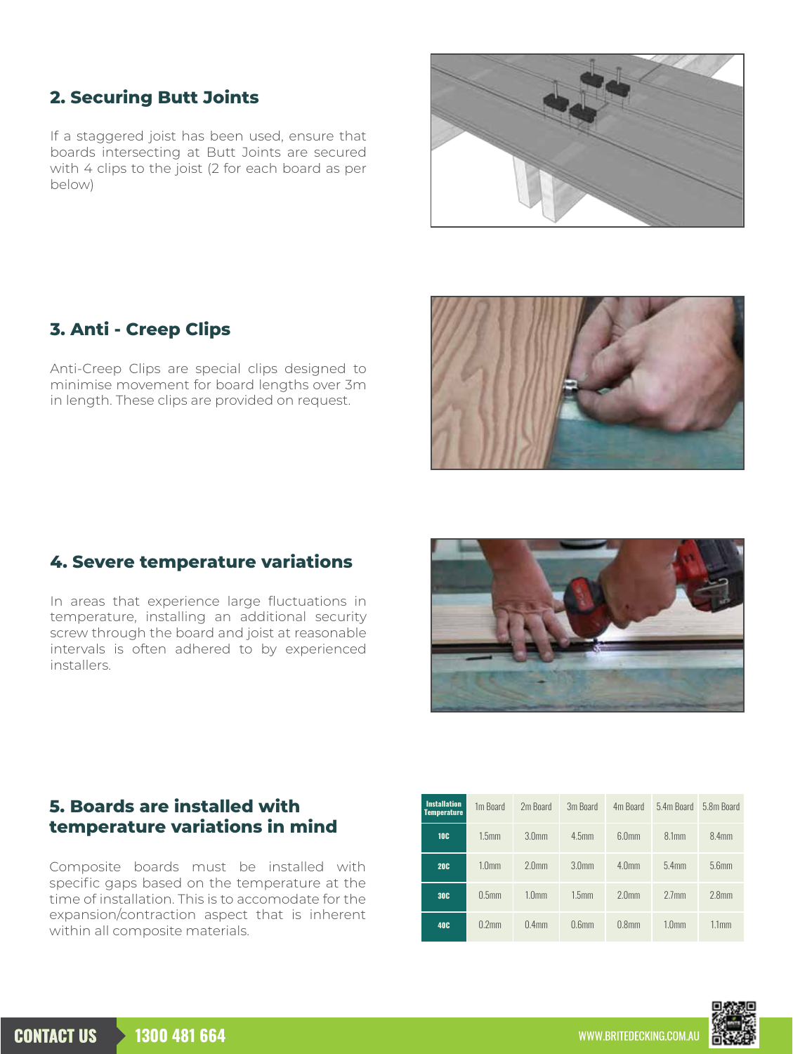## 2. Securing Butt Joints

If a staggered joist has been used, ensure that boards intersecting at Butt Joints are secured with 4 clips to the joist (2 for each board as per below)

## 3. Anti - Creep Clips

Anti-Creep Clips are special clips designed to minimise movement for board lengths over 3m in length. These clips are provided on request.

## 4. Severe temperature variations

In areas that experience large fluctuations in temperature, installing an additional security screw through the board and joist at reasonable intervals is often adhered to by experienced installers.

## 5. Boards are installed with temperature variations in mind

Composite boards must be installed with specific gaps based on the temperature at the time of installation. This is to accomodate for the expansion/contraction aspect that is inherent within all composite materials.

| Installation Temperature | 1m Board | 2m Board | 3m Board | 4m Board | 5.4m Board | 5.8m Board |
|---|---|---|---|---|---|---|
| 10C | 1.5mm | 3.0mm | 4.5mm | 6.0mm | 8.1mm | 8.4mm |
| 20C | 1.0mm | 2.0mm | 3.0mm | 4.0mm | 5.4mm | 5.6mm |
| 30C | 0.5mm | 1.0mm | 1.5mm | 2.0mm | 2.7mm | 2.8mm |
| 40C | 0.2mm | 0.4mm | 0.6mm | 0.8mm | 1.0mm | 1.1mm |

CONTACT US 1300 481 664

WWW.BRITEDECKING.COM.AU